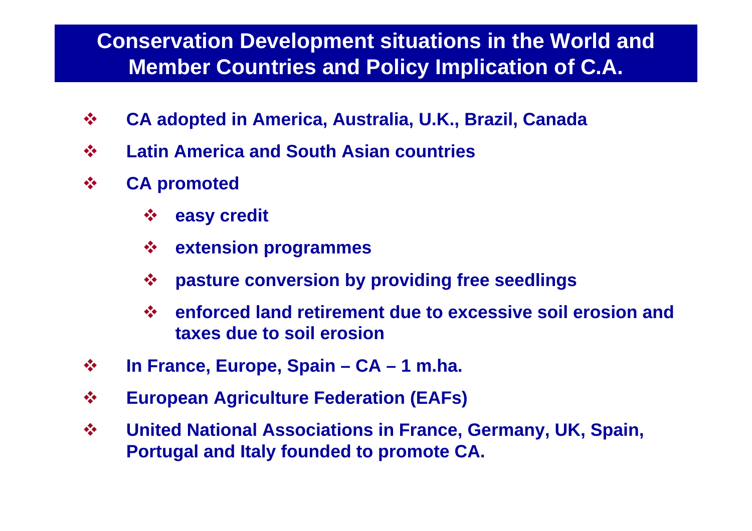# Conservation Development situations in the World and Member Countries and Policy Implication of C.A.

- **CA adopted in America, Australia, U.K., Brazil, Canada**
- **Latin America and South Asian countries**
- **CA promoted**
  - **easy credit**
  - **extension programmes**
  - **pasture conversion by providing free seedlings**
  - **enforced land retirement due to excessive soil erosion and taxes due to soil erosion**
- **In France, Europe, Spain – CA – 1 m.ha.**
- **European Agriculture Federation (EAFs)**
- **United National Associations in France, Germany, UK, Spain, Portugal and Italy founded to promote CA.**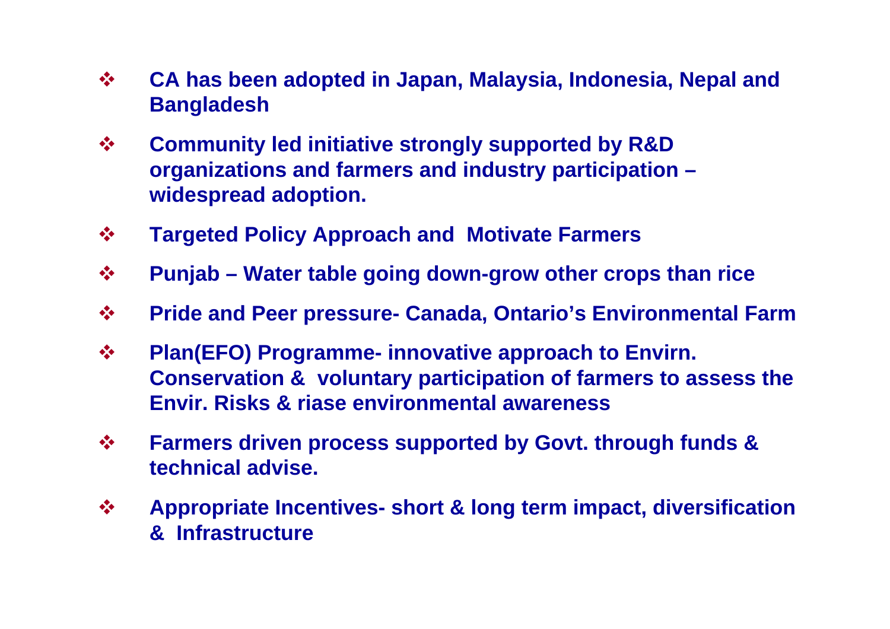- **CA has been adopted in Japan, Malaysia, Indonesia, Nepal and Bangladesh**
- **Community led initiative strongly supported by R&D organizations and farmers and industry participation – widespread adoption.**
- **Targeted Policy Approach and Motivate Farmers**
- **Punjab – Water table going down-grow other crops than rice**
- **Pride and Peer pressure- Canada, Ontario's Environmental Farm**
- **Plan(EFO) Programme- innovative approach to Envirn. Conservation & voluntary participation of farmers to assess the Envir. Risks & riase environmental awareness**
- **Farmers driven process supported by Govt. through funds & technical advise.**
- **Appropriate Incentives- short & long term impact, diversification & Infrastructure**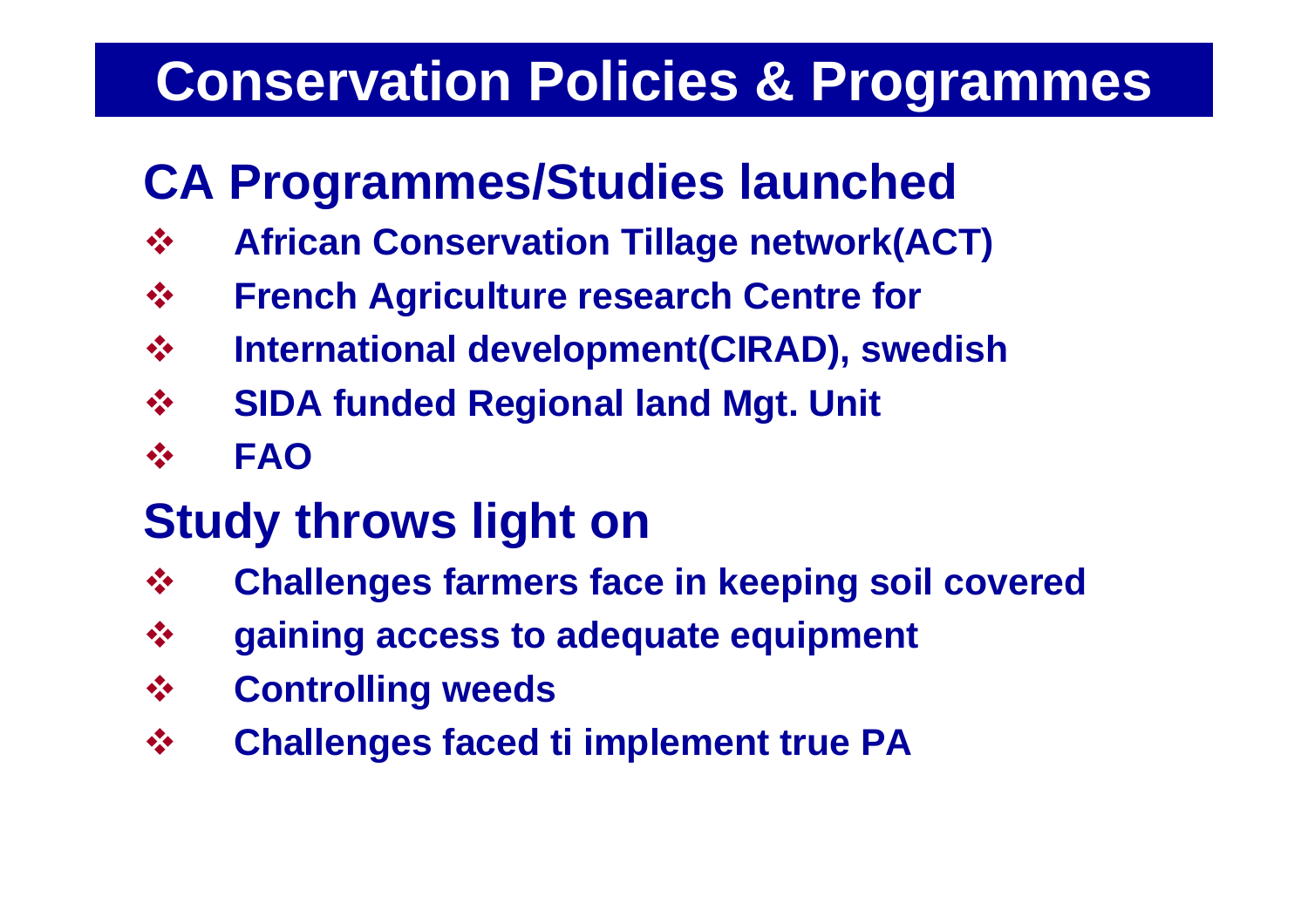# Conservation Policies & Programmes

## CA Programmes/Studies launched

- African Conservation Tillage network(ACT)
- French Agriculture research Centre for
- International development(CIRAD), swedish
- SIDA funded Regional land Mgt. Unit
- FAO

## Study throws light on

- Challenges farmers face in keeping soil covered
- gaining access to adequate equipment
- Controlling weeds
- Challenges faced ti implement true PA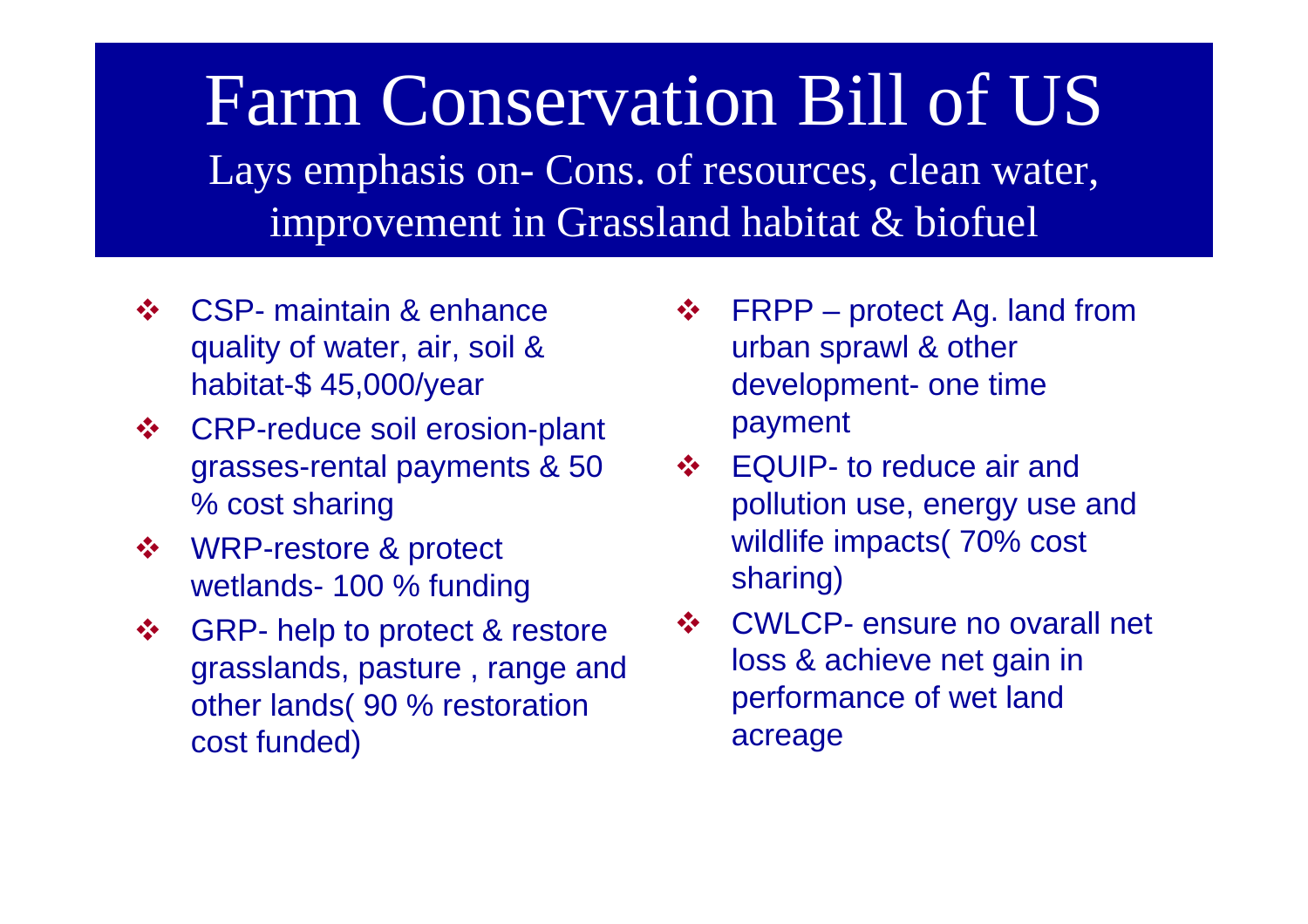# Farm Conservation Bill of US

Lays emphasis on- Cons. of resources, clean water, improvement in Grassland habitat & biofuel

- CSP- maintain & enhance quality of water, air, soil & habitat-$ 45,000/year
- CRP-reduce soil erosion-plant grasses-rental payments & 50 % cost sharing
- WRP-restore & protect wetlands- 100 % funding
- GRP- help to protect & restore grasslands, pasture , range and other lands( 90 % restoration cost funded)
- FRPP – protect Ag. land from urban sprawl & other development- one time payment
- EQUIP- to reduce air and pollution use, energy use and wildlife impacts( 70% cost sharing)
- CWLCP- ensure no ovarall net loss & achieve net gain in performance of wet land acreage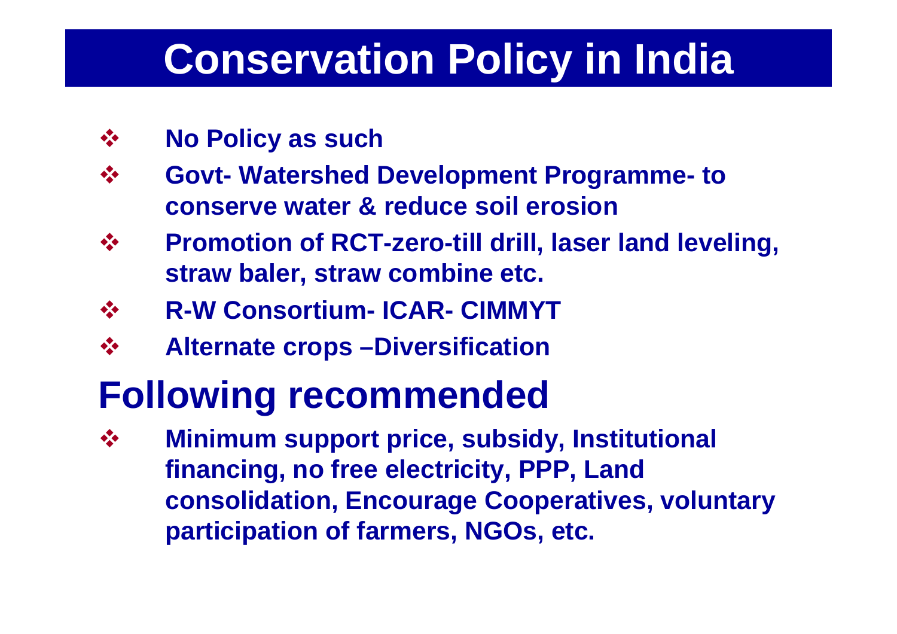# Conservation Policy in India

- **No Policy as such**
- **Govt- Watershed Development Programme- to conserve water & reduce soil erosion**
- **Promotion of RCT-zero-till drill, laser land leveling, straw baler, straw combine etc.**
- **R-W Consortium- ICAR- CIMMYT**
- **Alternate crops –Diversification**

## Following recommended

- **Minimum support price, subsidy, Institutional financing, no free electricity, PPP, Land consolidation, Encourage Cooperatives, voluntary participation of farmers, NGOs, etc.**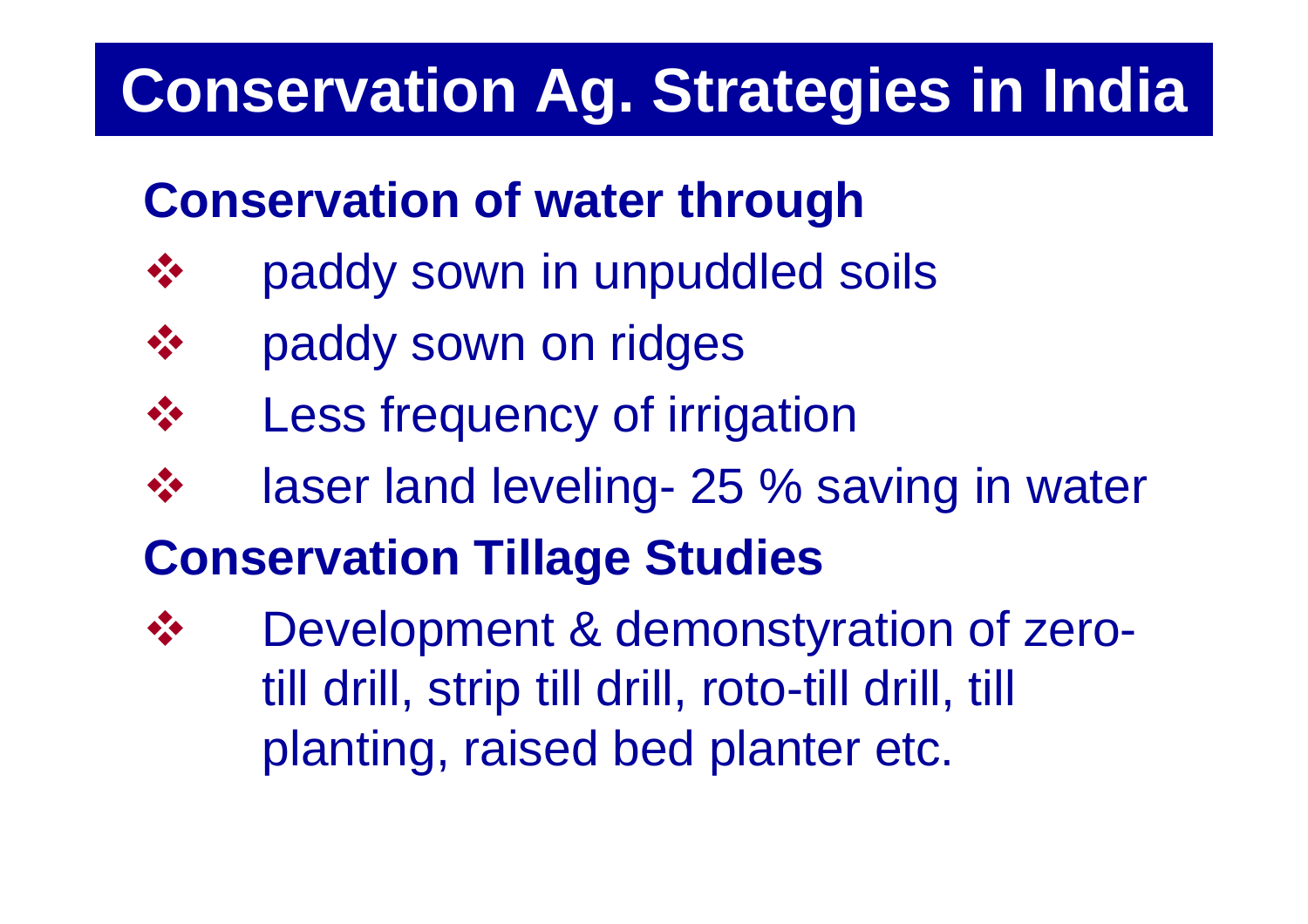# Conservation Ag. Strategies in India

## Conservation of water through

- paddy sown in unpuddled soils
- paddy sown on ridges
- Less frequency of irrigation
- laser land leveling- 25 % saving in water

## Conservation Tillage Studies

- Development & demonstyration of zero-till drill, strip till drill, roto-till drill, till planting, raised bed planter etc.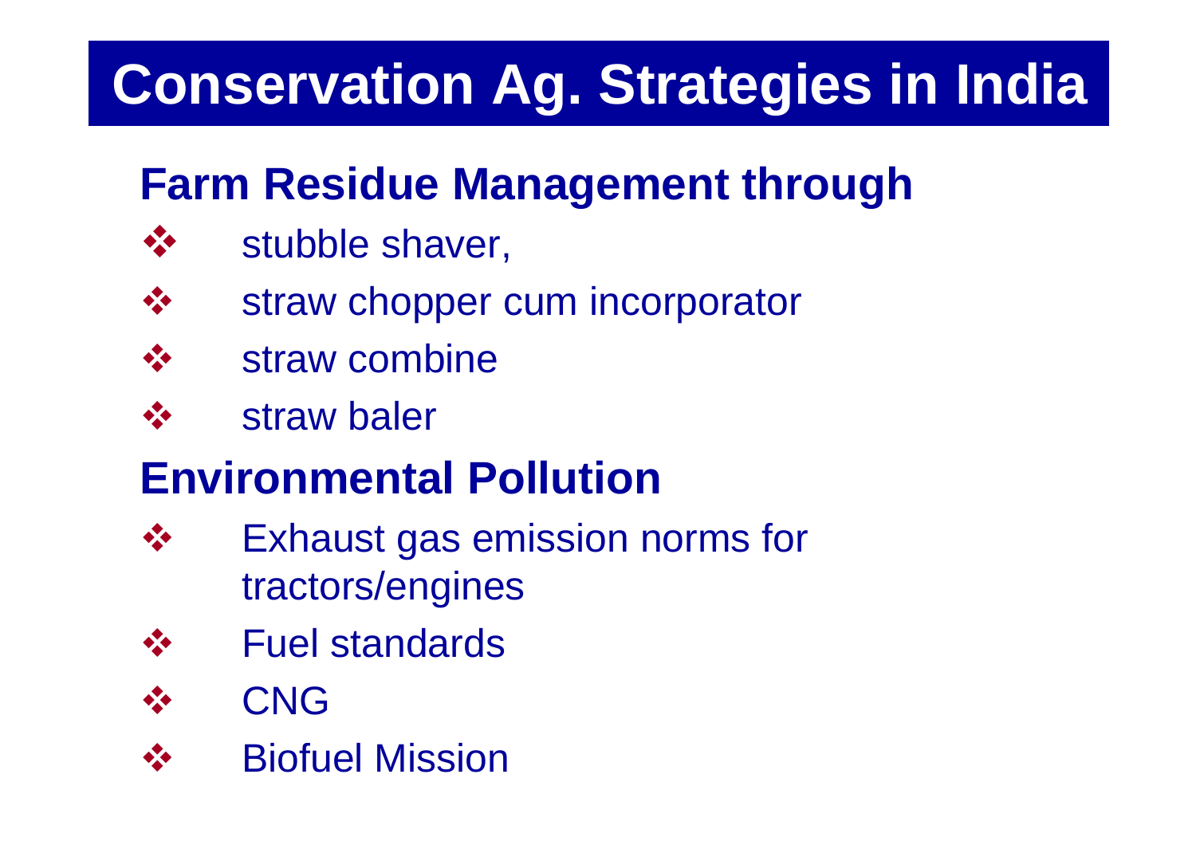# Conservation Ag. Strategies in India

## Farm Residue Management through

- stubble shaver,
- straw chopper cum incorporator
- straw combine
- straw baler

## Environmental Pollution

- Exhaust gas emission norms for tractors/engines
- Fuel standards
- CNG
- Biofuel Mission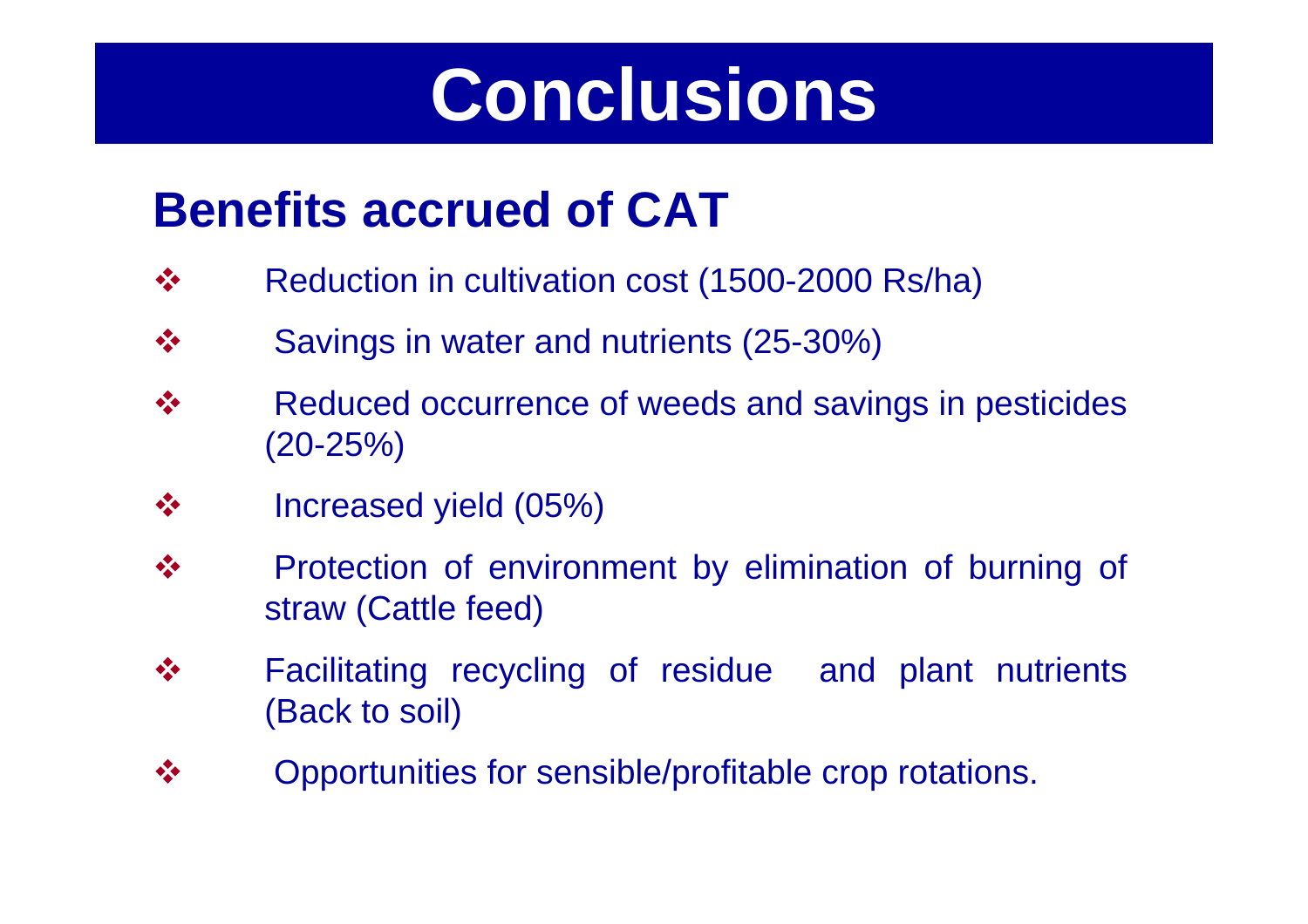# Conclusions

## Benefits accrued of CAT

- Reduction in cultivation cost (1500-2000 Rs/ha)
- Savings in water and nutrients (25-30%)
- Reduced occurrence of weeds and savings in pesticides (20-25%)
- Increased yield (05%)
- Protection of environment by elimination of burning of straw (Cattle feed)
- Facilitating recycling of residue and plant nutrients (Back to soil)
- Opportunities for sensible/profitable crop rotations.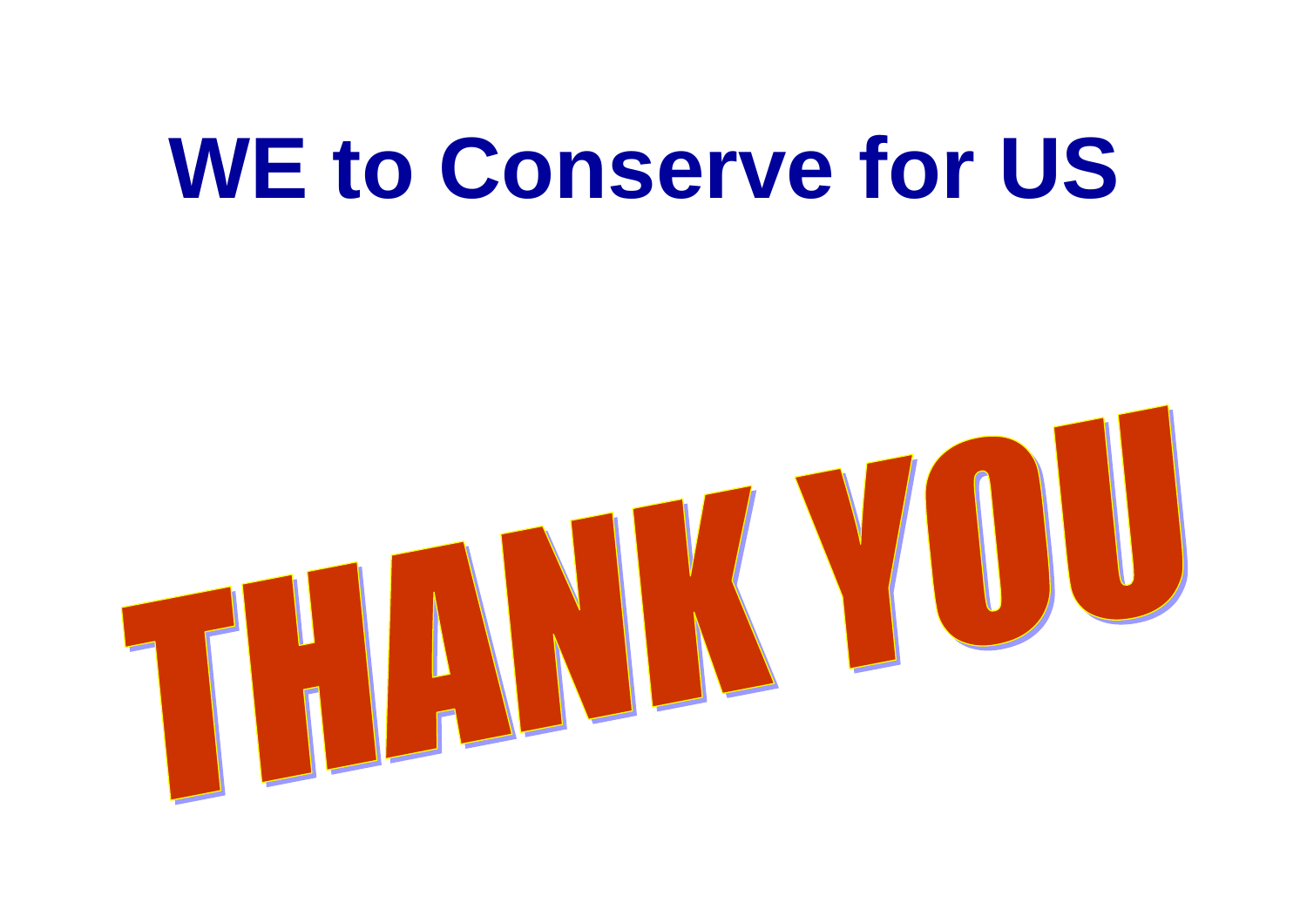# WE to Conserve for US

THANK YOU